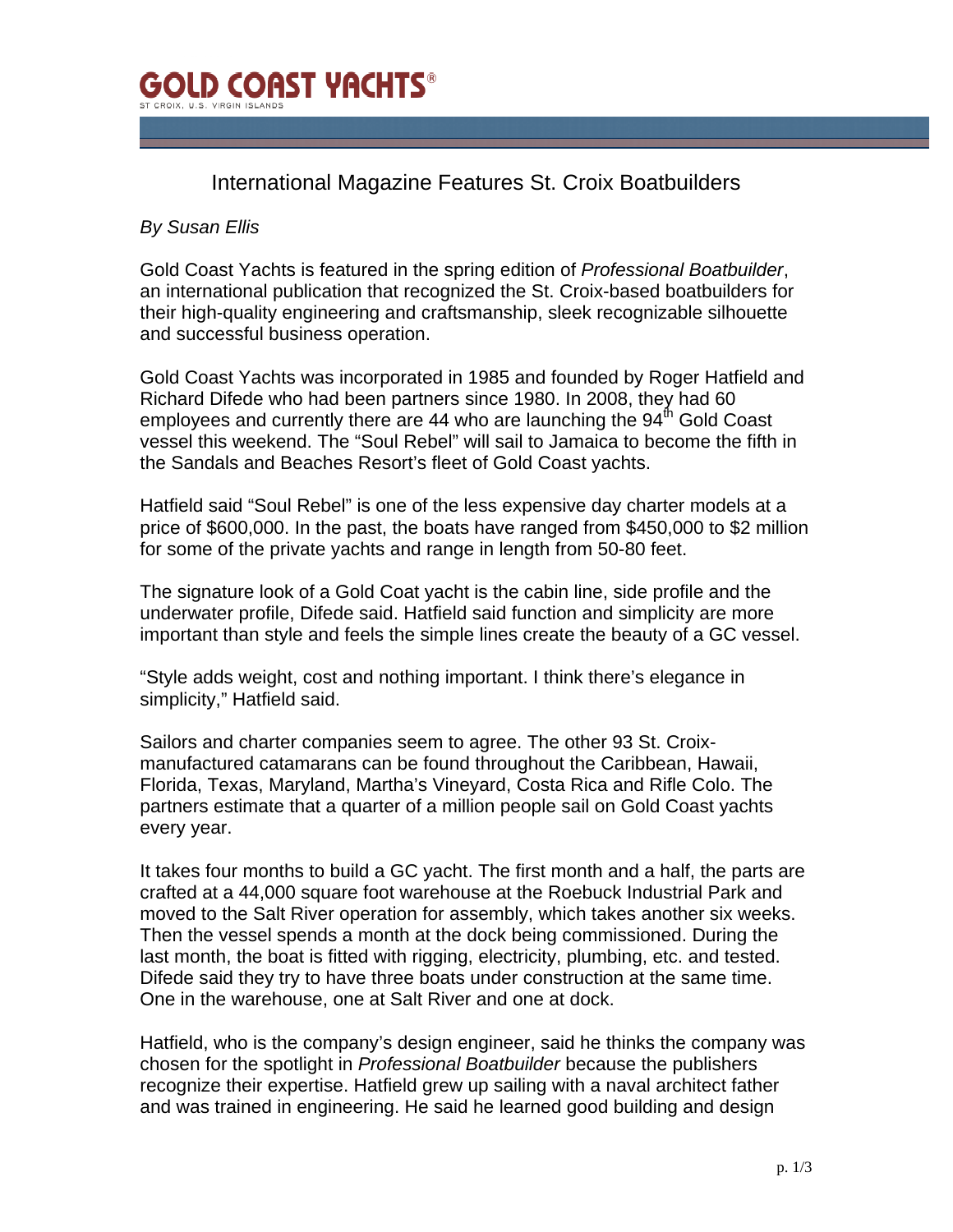# GOLD COAST YACHTS®

ST CROIX, U.S. VIRGIN ISLANDS

## International Magazine Features St. Croix Boatbuilders

*By Susan Ellis*

Gold Coast Yachts is featured in the spring edition of *Professional Boatbuilder*, an international publication that recognized the St. Croix-based boatbuilders for their high-quality engineering and craftsmanship, sleek recognizable silhouette and successful business operation.

Gold Coast Yachts was incorporated in 1985 and founded by Roger Hatfield and Richard Difede who had been partners since 1980. In 2008, they had 60 employees and currently there are 44 who are launching the 94th Gold Coast vessel this weekend. The "Soul Rebel" will sail to Jamaica to become the fifth in the Sandals and Beaches Resort's fleet of Gold Coast yachts.

Hatfield said "Soul Rebel" is one of the less expensive day charter models at a price of $600,000. In the past, the boats have ranged from $450,000 to $2 million for some of the private yachts and range in length from 50-80 feet.

The signature look of a Gold Coat yacht is the cabin line, side profile and the underwater profile, Difede said. Hatfield said function and simplicity are more important than style and feels the simple lines create the beauty of a GC vessel.

"Style adds weight, cost and nothing important. I think there's elegance in simplicity," Hatfield said.

Sailors and charter companies seem to agree. The other 93 St. Croix-manufactured catamarans can be found throughout the Caribbean, Hawaii, Florida, Texas, Maryland, Martha's Vineyard, Costa Rica and Rifle Colo. The partners estimate that a quarter of a million people sail on Gold Coast yachts every year.

It takes four months to build a GC yacht. The first month and a half, the parts are crafted at a 44,000 square foot warehouse at the Roebuck Industrial Park and moved to the Salt River operation for assembly, which takes another six weeks. Then the vessel spends a month at the dock being commissioned. During the last month, the boat is fitted with rigging, electricity, plumbing, etc. and tested. Difede said they try to have three boats under construction at the same time. One in the warehouse, one at Salt River and one at dock.

Hatfield, who is the company's design engineer, said he thinks the company was chosen for the spotlight in *Professional Boatbuilder* because the publishers recognize their expertise. Hatfield grew up sailing with a naval architect father and was trained in engineering. He said he learned good building and design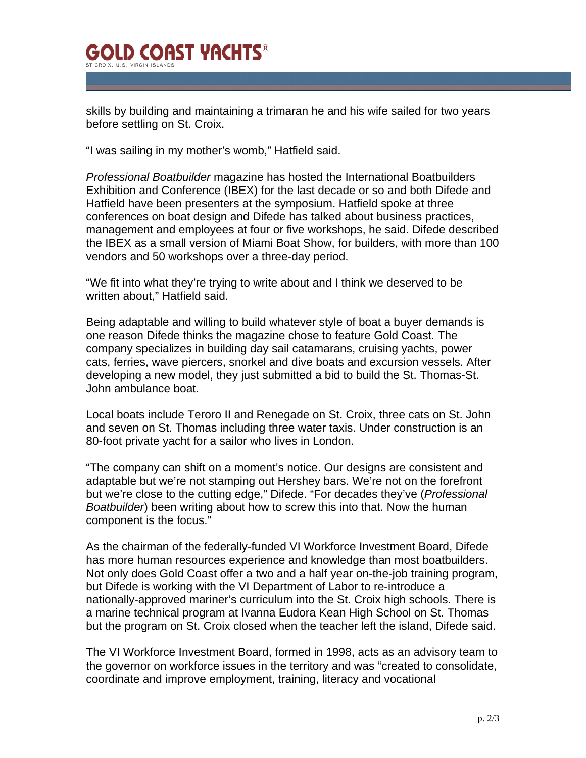skills by building and maintaining a trimaran he and his wife sailed for two years before settling on St. Croix.

"I was sailing in my mother's womb," Hatfield said.

*Professional Boatbuilder* magazine has hosted the International Boatbuilders Exhibition and Conference (IBEX) for the last decade or so and both Difede and Hatfield have been presenters at the symposium. Hatfield spoke at three conferences on boat design and Difede has talked about business practices, management and employees at four or five workshops, he said. Difede described the IBEX as a small version of Miami Boat Show, for builders, with more than 100 vendors and 50 workshops over a three-day period.

"We fit into what they're trying to write about and I think we deserved to be written about," Hatfield said.

Being adaptable and willing to build whatever style of boat a buyer demands is one reason Difede thinks the magazine chose to feature Gold Coast. The company specializes in building day sail catamarans, cruising yachts, power cats, ferries, wave piercers, snorkel and dive boats and excursion vessels. After developing a new model, they just submitted a bid to build the St. Thomas-St. John ambulance boat.

Local boats include Teroro II and Renegade on St. Croix, three cats on St. John and seven on St. Thomas including three water taxis. Under construction is an 80-foot private yacht for a sailor who lives in London.

"The company can shift on a moment's notice. Our designs are consistent and adaptable but we're not stamping out Hershey bars. We're not on the forefront but we're close to the cutting edge," Difede. "For decades they've (*Professional Boatbuilder*) been writing about how to screw this into that. Now the human component is the focus."

As the chairman of the federally-funded VI Workforce Investment Board, Difede has more human resources experience and knowledge than most boatbuilders. Not only does Gold Coast offer a two and a half year on-the-job training program, but Difede is working with the VI Department of Labor to re-introduce a nationally-approved mariner's curriculum into the St. Croix high schools. There is a marine technical program at Ivanna Eudora Kean High School on St. Thomas but the program on St. Croix closed when the teacher left the island, Difede said.

The VI Workforce Investment Board, formed in 1998, acts as an advisory team to the governor on workforce issues in the territory and was "created to consolidate, coordinate and improve employment, training, literacy and vocational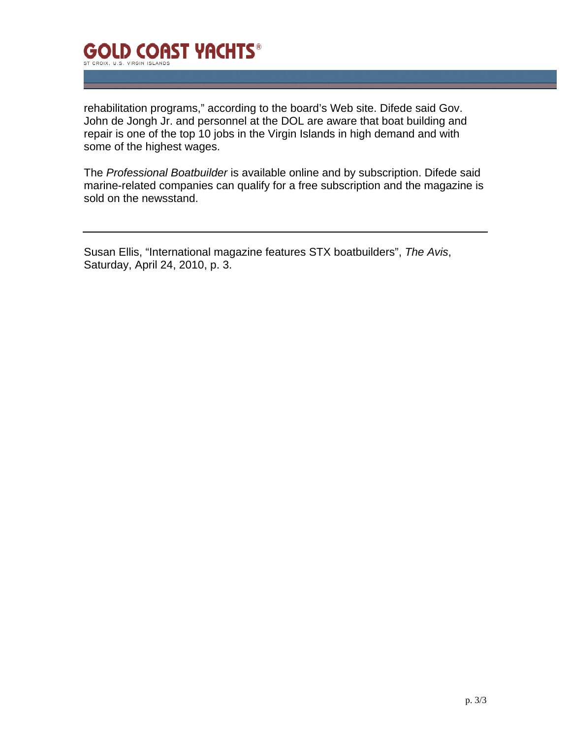rehabilitation programs," according to the board's Web site. Difede said Gov. John de Jongh Jr. and personnel at the DOL are aware that boat building and repair is one of the top 10 jobs in the Virgin Islands in high demand and with some of the highest wages.

The *Professional Boatbuilder* is available online and by subscription. Difede said marine-related companies can qualify for a free subscription and the magazine is sold on the newsstand.

---

Susan Ellis, "International magazine features STX boatbuilders", *The Avis*, Saturday, April 24, 2010, p. 3.